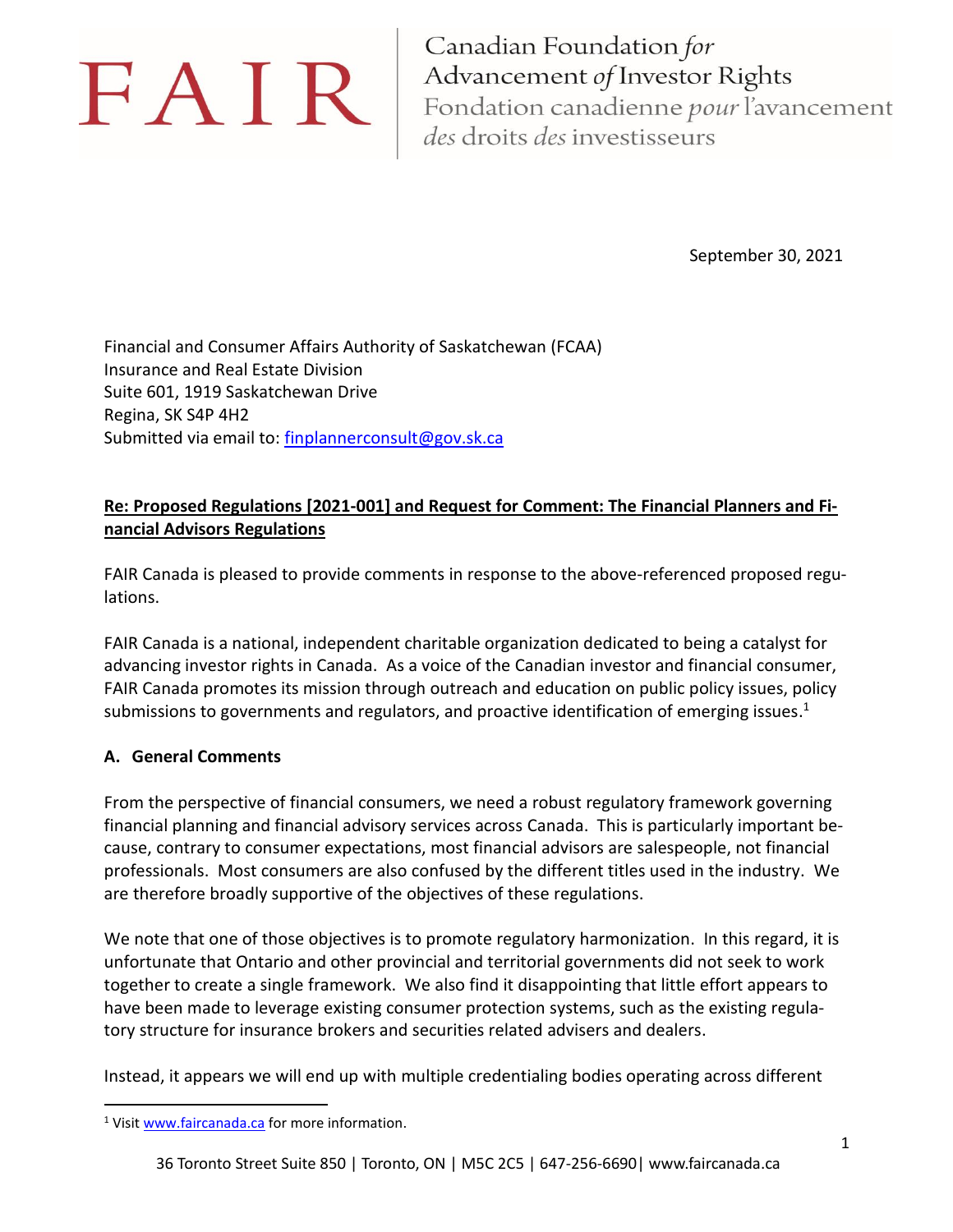# FAIR

Canadian Foundation *for* Advancement *of* Investor Rights
Fondation canadienne *pour* l'avancement *des* droits *des* investisseurs

September 30, 2021

Financial and Consumer Affairs Authority of Saskatchewan (FCAA)
Insurance and Real Estate Division
Suite 601, 1919 Saskatchewan Drive
Regina, SK S4P 4H2
Submitted via email to: finplannerconsult@gov.sk.ca

**Re: Proposed Regulations [2021-001] and Request for Comment: The Financial Planners and Financial Advisors Regulations**

FAIR Canada is pleased to provide comments in response to the above-referenced proposed regulations.

FAIR Canada is a national, independent charitable organization dedicated to being a catalyst for advancing investor rights in Canada. As a voice of the Canadian investor and financial consumer, FAIR Canada promotes its mission through outreach and education on public policy issues, policy submissions to governments and regulators, and proactive identification of emerging issues.[1]

## A. General Comments

From the perspective of financial consumers, we need a robust regulatory framework governing financial planning and financial advisory services across Canada. This is particularly important because, contrary to consumer expectations, most financial advisors are salespeople, not financial professionals. Most consumers are also confused by the different titles used in the industry. We are therefore broadly supportive of the objectives of these regulations.

We note that one of those objectives is to promote regulatory harmonization. In this regard, it is unfortunate that Ontario and other provincial and territorial governments did not seek to work together to create a single framework. We also find it disappointing that little effort appears to have been made to leverage existing consumer protection systems, such as the existing regulatory structure for insurance brokers and securities related advisers and dealers.

Instead, it appears we will end up with multiple credentialing bodies operating across different

[1] Visit www.faircanada.ca for more information.

36 Toronto Street Suite 850 | Toronto, ON | M5C 2C5 | 647-256-6690| www.faircanada.ca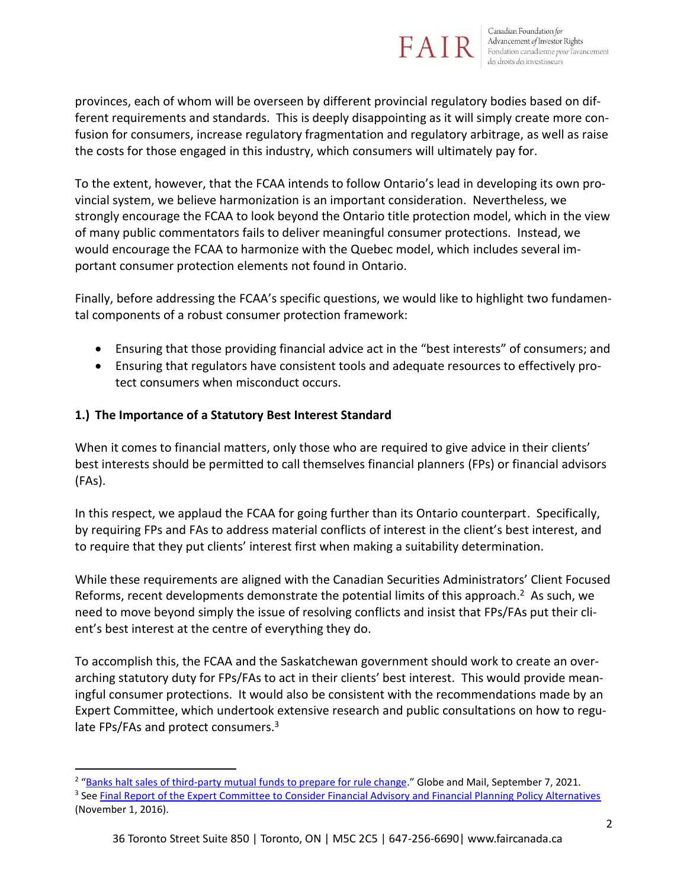provinces, each of whom will be overseen by different provincial regulatory bodies based on different requirements and standards. This is deeply disappointing as it will simply create more confusion for consumers, increase regulatory fragmentation and regulatory arbitrage, as well as raise the costs for those engaged in this industry, which consumers will ultimately pay for.

To the extent, however, that the FCAA intends to follow Ontario's lead in developing its own provincial system, we believe harmonization is an important consideration. Nevertheless, we strongly encourage the FCAA to look beyond the Ontario title protection model, which in the view of many public commentators fails to deliver meaningful consumer protections. Instead, we would encourage the FCAA to harmonize with the Quebec model, which includes several important consumer protection elements not found in Ontario.

Finally, before addressing the FCAA's specific questions, we would like to highlight two fundamental components of a robust consumer protection framework:

- Ensuring that those providing financial advice act in the "best interests" of consumers; and
- Ensuring that regulators have consistent tools and adequate resources to effectively protect consumers when misconduct occurs.

## 1.) The Importance of a Statutory Best Interest Standard

When it comes to financial matters, only those who are required to give advice in their clients' best interests should be permitted to call themselves financial planners (FPs) or financial advisors (FAs).

In this respect, we applaud the FCAA for going further than its Ontario counterpart. Specifically, by requiring FPs and FAs to address material conflicts of interest in the client's best interest, and to require that they put clients' interest first when making a suitability determination.

While these requirements are aligned with the Canadian Securities Administrators' Client Focused Reforms, recent developments demonstrate the potential limits of this approach.[2] As such, we need to move beyond simply the issue of resolving conflicts and insist that FPs/FAs put their client's best interest at the centre of everything they do.

To accomplish this, the FCAA and the Saskatchewan government should work to create an overarching statutory duty for FPs/FAs to act in their clients' best interest. This would provide meaningful consumer protections. It would also be consistent with the recommendations made by an Expert Committee, which undertook extensive research and public consultations on how to regulate FPs/FAs and protect consumers.[3]

---

[2] "Banks halt sales of third-party mutual funds to prepare for rule change." Globe and Mail, September 7, 2021.

[3] See Final Report of the Expert Committee to Consider Financial Advisory and Financial Planning Policy Alternatives (November 1, 2016).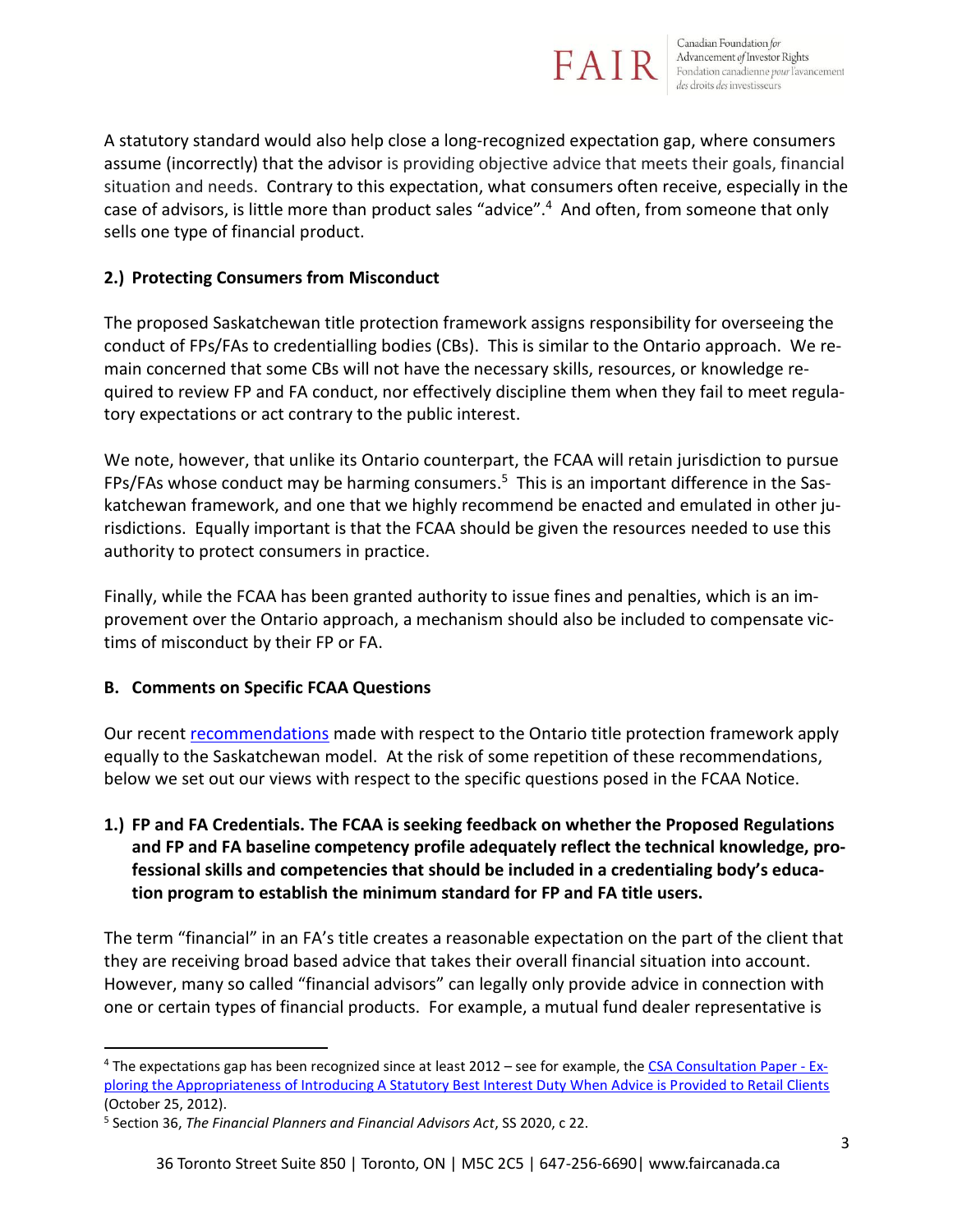A statutory standard would also help close a long-recognized expectation gap, where consumers assume (incorrectly) that the advisor is providing objective advice that meets their goals, financial situation and needs. Contrary to this expectation, what consumers often receive, especially in the case of advisors, is little more than product sales "advice".[4] And often, from someone that only sells one type of financial product.

### 2.) Protecting Consumers from Misconduct

The proposed Saskatchewan title protection framework assigns responsibility for overseeing the conduct of FPs/FAs to credentialling bodies (CBs). This is similar to the Ontario approach. We remain concerned that some CBs will not have the necessary skills, resources, or knowledge required to review FP and FA conduct, nor effectively discipline them when they fail to meet regulatory expectations or act contrary to the public interest.

We note, however, that unlike its Ontario counterpart, the FCAA will retain jurisdiction to pursue FPs/FAs whose conduct may be harming consumers.[5] This is an important difference in the Saskatchewan framework, and one that we highly recommend be enacted and emulated in other jurisdictions. Equally important is that the FCAA should be given the resources needed to use this authority to protect consumers in practice.

Finally, while the FCAA has been granted authority to issue fines and penalties, which is an improvement over the Ontario approach, a mechanism should also be included to compensate victims of misconduct by their FP or FA.

## B. Comments on Specific FCAA Questions

Our recent recommendations made with respect to the Ontario title protection framework apply equally to the Saskatchewan model. At the risk of some repetition of these recommendations, below we set out our views with respect to the specific questions posed in the FCAA Notice.

### 1.) FP and FA Credentials. The FCAA is seeking feedback on whether the Proposed Regulations and FP and FA baseline competency profile adequately reflect the technical knowledge, professional skills and competencies that should be included in a credentialing body's education program to establish the minimum standard for FP and FA title users.

The term "financial" in an FA's title creates a reasonable expectation on the part of the client that they are receiving broad based advice that takes their overall financial situation into account. However, many so called "financial advisors" can legally only provide advice in connection with one or certain types of financial products. For example, a mutual fund dealer representative is

---

[4] The expectations gap has been recognized since at least 2012 – see for example, the CSA Consultation Paper - Exploring the Appropriateness of Introducing A Statutory Best Interest Duty When Advice is Provided to Retail Clients (October 25, 2012).

[5] Section 36, *The Financial Planners and Financial Advisors Act*, SS 2020, c 22.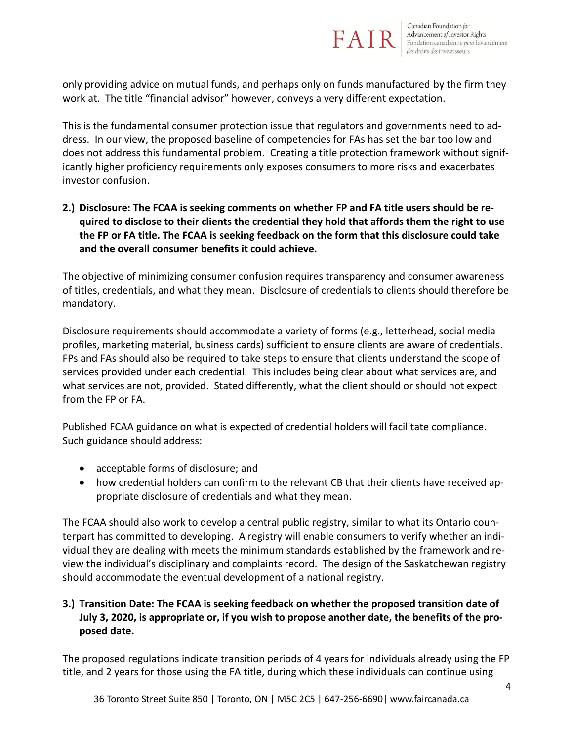only providing advice on mutual funds, and perhaps only on funds manufactured by the firm they work at. The title "financial advisor" however, conveys a very different expectation.

This is the fundamental consumer protection issue that regulators and governments need to address. In our view, the proposed baseline of competencies for FAs has set the bar too low and does not address this fundamental problem. Creating a title protection framework without significantly higher proficiency requirements only exposes consumers to more risks and exacerbates investor confusion.

**2.) Disclosure: The FCAA is seeking comments on whether FP and FA title users should be required to disclose to their clients the credential they hold that affords them the right to use the FP or FA title. The FCAA is seeking feedback on the form that this disclosure could take and the overall consumer benefits it could achieve.**

The objective of minimizing consumer confusion requires transparency and consumer awareness of titles, credentials, and what they mean. Disclosure of credentials to clients should therefore be mandatory.

Disclosure requirements should accommodate a variety of forms (e.g., letterhead, social media profiles, marketing material, business cards) sufficient to ensure clients are aware of credentials. FPs and FAs should also be required to take steps to ensure that clients understand the scope of services provided under each credential. This includes being clear about what services are, and what services are not, provided. Stated differently, what the client should or should not expect from the FP or FA.

Published FCAA guidance on what is expected of credential holders will facilitate compliance. Such guidance should address:

- acceptable forms of disclosure; and
- how credential holders can confirm to the relevant CB that their clients have received appropriate disclosure of credentials and what they mean.

The FCAA should also work to develop a central public registry, similar to what its Ontario counterpart has committed to developing. A registry will enable consumers to verify whether an individual they are dealing with meets the minimum standards established by the framework and review the individual's disciplinary and complaints record. The design of the Saskatchewan registry should accommodate the eventual development of a national registry.

**3.) Transition Date: The FCAA is seeking feedback on whether the proposed transition date of July 3, 2020, is appropriate or, if you wish to propose another date, the benefits of the proposed date.**

The proposed regulations indicate transition periods of 4 years for individuals already using the FP title, and 2 years for those using the FA title, during which these individuals can continue using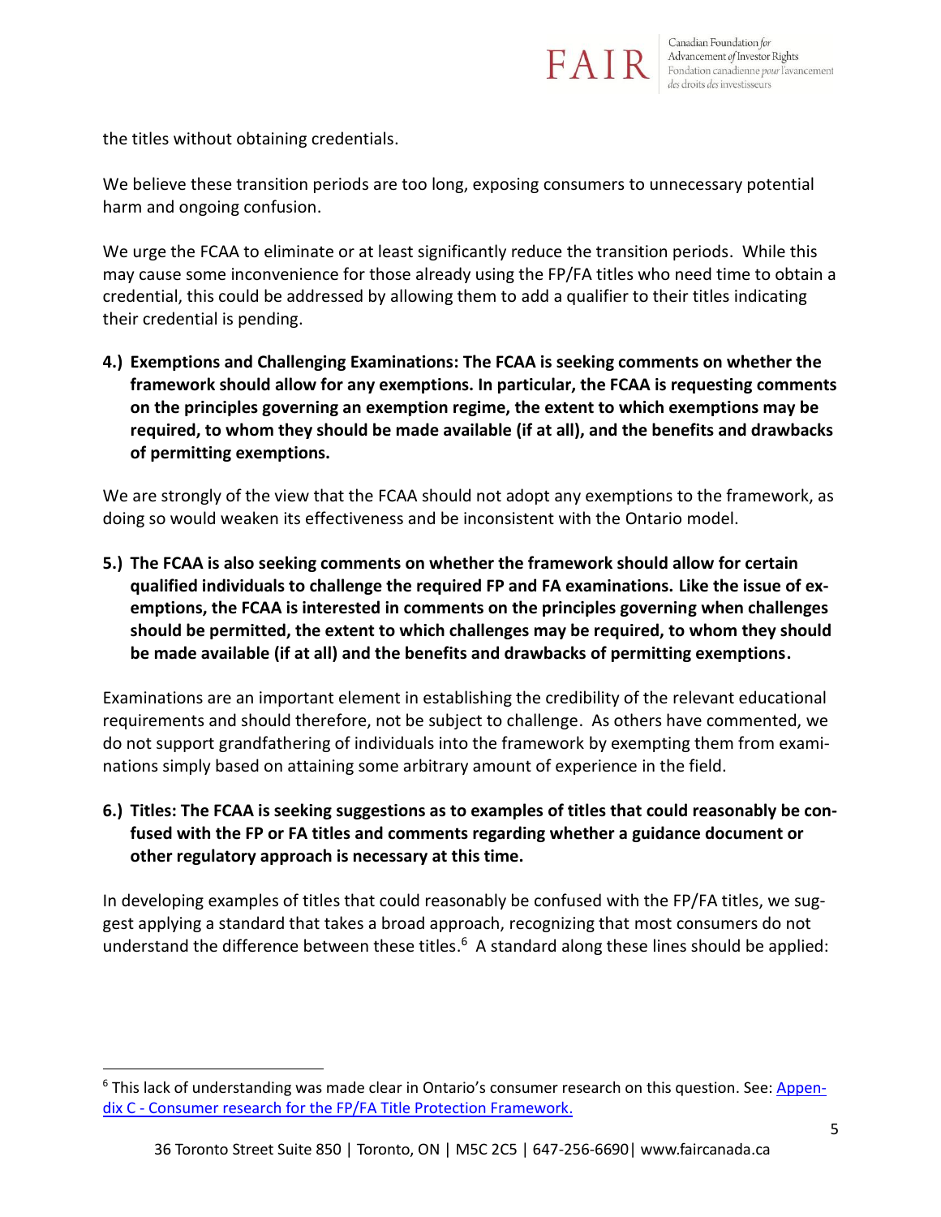the titles without obtaining credentials.

We believe these transition periods are too long, exposing consumers to unnecessary potential harm and ongoing confusion.

We urge the FCAA to eliminate or at least significantly reduce the transition periods. While this may cause some inconvenience for those already using the FP/FA titles who need time to obtain a credential, this could be addressed by allowing them to add a qualifier to their titles indicating their credential is pending.

4.) **Exemptions and Challenging Examinations: The FCAA is seeking comments on whether the framework should allow for any exemptions. In particular, the FCAA is requesting comments on the principles governing an exemption regime, the extent to which exemptions may be required, to whom they should be made available (if at all), and the benefits and drawbacks of permitting exemptions.**

We are strongly of the view that the FCAA should not adopt any exemptions to the framework, as doing so would weaken its effectiveness and be inconsistent with the Ontario model.

5.) **The FCAA is also seeking comments on whether the framework should allow for certain qualified individuals to challenge the required FP and FA examinations. Like the issue of exemptions, the FCAA is interested in comments on the principles governing when challenges should be permitted, the extent to which challenges may be required, to whom they should be made available (if at all) and the benefits and drawbacks of permitting exemptions.**

Examinations are an important element in establishing the credibility of the relevant educational requirements and should therefore, not be subject to challenge. As others have commented, we do not support grandfathering of individuals into the framework by exempting them from examinations simply based on attaining some arbitrary amount of experience in the field.

6.) **Titles: The FCAA is seeking suggestions as to examples of titles that could reasonably be confused with the FP or FA titles and comments regarding whether a guidance document or other regulatory approach is necessary at this time.**

In developing examples of titles that could reasonably be confused with the FP/FA titles, we suggest applying a standard that takes a broad approach, recognizing that most consumers do not understand the difference between these titles.[6] A standard along these lines should be applied:

---

[6] This lack of understanding was made clear in Ontario's consumer research on this question. See: [Appendix C - Consumer research for the FP/FA Title Protection Framework.]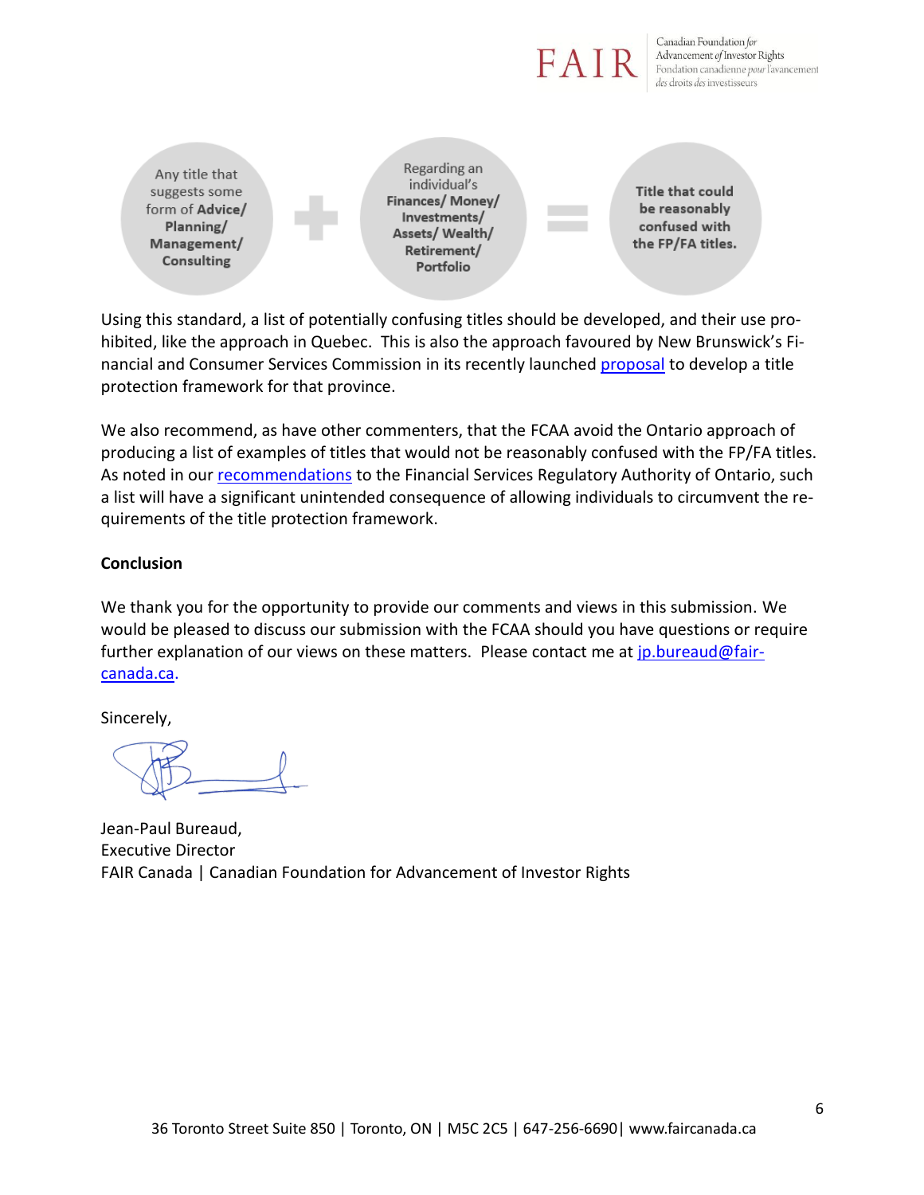Any title that suggests some form of **Advice/ Planning/ Management/ Consulting**

+

Regarding an individual's **Finances/ Money/ Investments/ Assets/ Wealth/ Retirement/ Portfolio**

=

**Title that could be reasonably confused with the FP/FA titles.**

Using this standard, a list of potentially confusing titles should be developed, and their use prohibited, like the approach in Quebec. This is also the approach favoured by New Brunswick's Financial and Consumer Services Commission in its recently launched proposal to develop a title protection framework for that province.

We also recommend, as have other commenters, that the FCAA avoid the Ontario approach of producing a list of examples of titles that would not be reasonably confused with the FP/FA titles. As noted in our recommendations to the Financial Services Regulatory Authority of Ontario, such a list will have a significant unintended consequence of allowing individuals to circumvent the requirements of the title protection framework.

**Conclusion**

We thank you for the opportunity to provide our comments and views in this submission. We would be pleased to discuss our submission with the FCAA should you have questions or require further explanation of our views on these matters. Please contact me at jp.bureaud@fair-canada.ca.

Sincerely,

Jean-Paul Bureaud,
Executive Director
FAIR Canada | Canadian Foundation for Advancement of Investor Rights